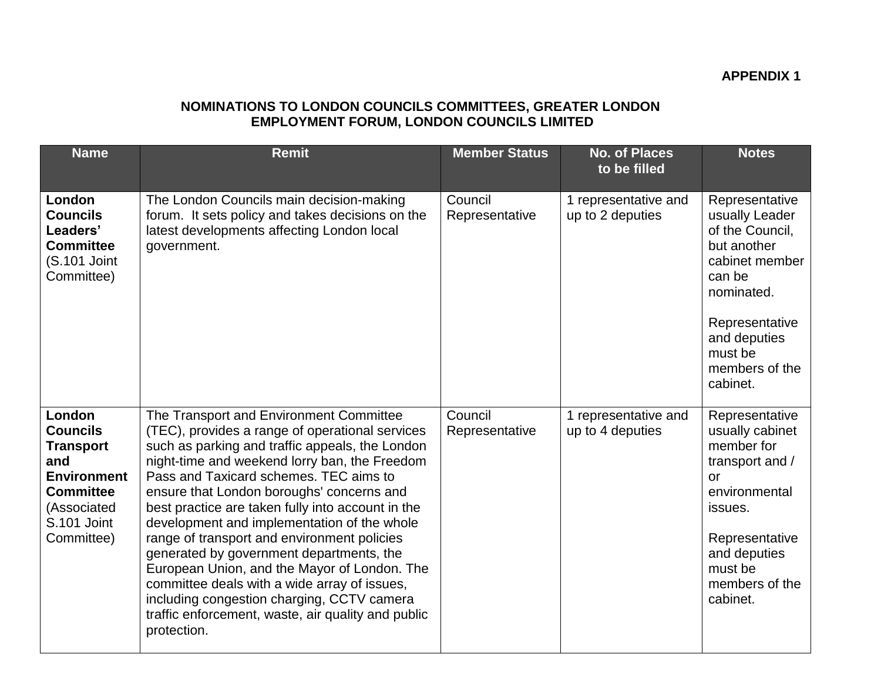**APPENDIX 1**

**NOMINATIONS TO LONDON COUNCILS COMMITTEES, GREATER LONDON EMPLOYMENT FORUM, LONDON COUNCILS LIMITED**

| Name | Remit | Member Status | No. of Places to be filled | Notes |
|---|---|---|---|---|
| **London Councils Leaders' Committee** (S.101 Joint Committee) | The London Councils main decision-making forum. It sets policy and takes decisions on the latest developments affecting London local government. | Council Representative | 1 representative and up to 2 deputies | Representative usually Leader of the Council, but another cabinet member can be nominated.<br><br>Representative and deputies must be members of the cabinet. |
| **London Councils Transport and Environment Committee** (Associated S.101 Joint Committee) | The Transport and Environment Committee (TEC), provides a range of operational services such as parking and traffic appeals, the London night-time and weekend lorry ban, the Freedom Pass and Taxicard schemes. TEC aims to ensure that London boroughs' concerns and best practice are taken fully into account in the development and implementation of the whole range of transport and environment policies generated by government departments, the European Union, and the Mayor of London. The committee deals with a wide array of issues, including congestion charging, CCTV camera traffic enforcement, waste, air quality and public protection. | Council Representative | 1 representative and up to 4 deputies | Representative usually cabinet member for transport and / or environmental issues.<br><br>Representative and deputies must be members of the cabinet. |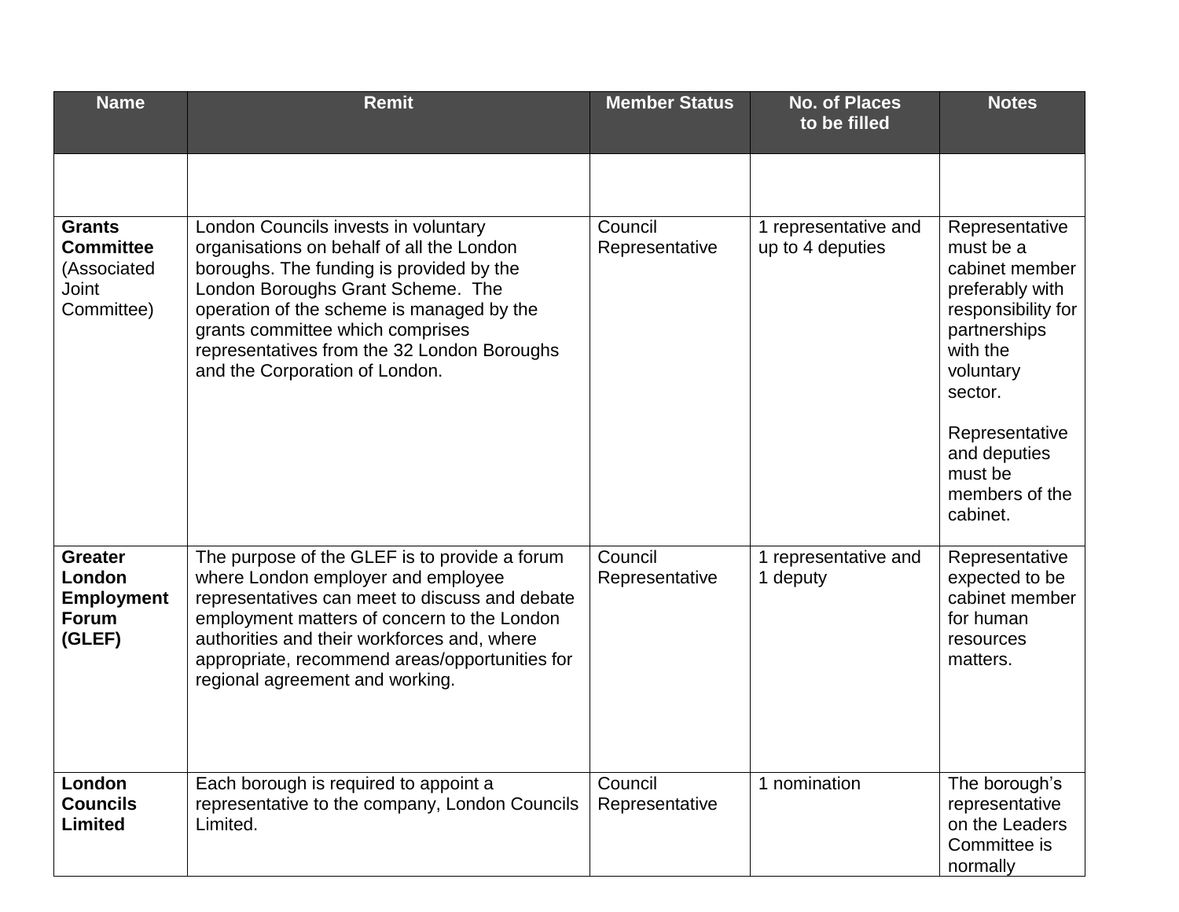| Name | Remit | Member Status | No. of Places to be filled | Notes |
|---|---|---|---|---|
| | | | | |
| **Grants Committee** (Associated Joint Committee) | London Councils invests in voluntary organisations on behalf of all the London boroughs. The funding is provided by the London Boroughs Grant Scheme. The operation of the scheme is managed by the grants committee which comprises representatives from the 32 London Boroughs and the Corporation of London. | Council Representative | 1 representative and up to 4 deputies | Representative must be a cabinet member preferably with responsibility for partnerships with the voluntary sector.<br><br>Representative and deputies must be members of the cabinet. |
| **Greater London Employment Forum (GLEF)** | The purpose of the GLEF is to provide a forum where London employer and employee representatives can meet to discuss and debate employment matters of concern to the London authorities and their workforces and, where appropriate, recommend areas/opportunities for regional agreement and working. | Council Representative | 1 representative and 1 deputy | Representative expected to be cabinet member for human resources matters. |
| **London Councils Limited** | Each borough is required to appoint a representative to the company, London Councils Limited. | Council Representative | 1 nomination | The borough's representative on the Leaders Committee is normally |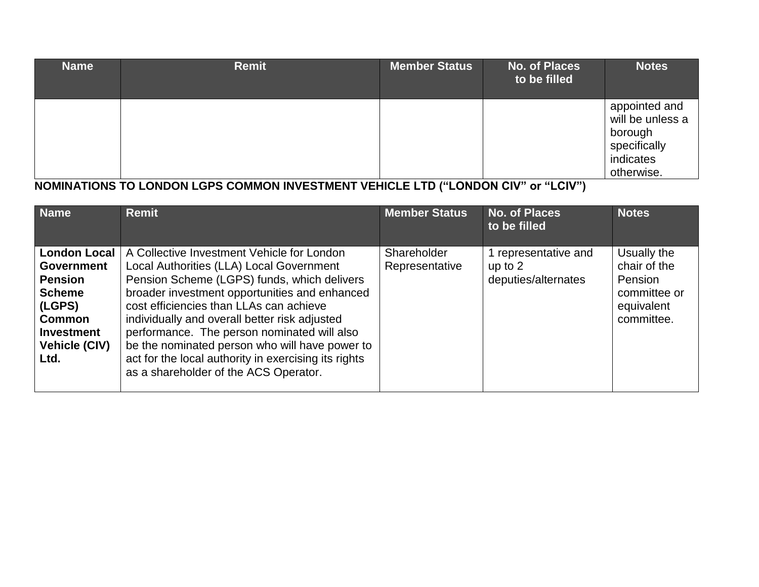| Name | Remit | Member Status | No. of Places to be filled | Notes |
|---|---|---|---|---|
| | | | | appointed and will be unless a borough specifically indicates otherwise. |

**NOMINATIONS TO LONDON LGPS COMMON INVESTMENT VEHICLE LTD (“LONDON CIV” or “LCIV”)**

| Name | Remit | Member Status | No. of Places to be filled | Notes |
|---|---|---|---|---|
| **London Local Government Pension Scheme (LGPS) Common Investment Vehicle (CIV) Ltd.** | A Collective Investment Vehicle for London Local Authorities (LLA) Local Government Pension Scheme (LGPS) funds, which delivers broader investment opportunities and enhanced cost efficiencies than LLAs can achieve individually and overall better risk adjusted performance. The person nominated will also be the nominated person who will have power to act for the local authority in exercising its rights as a shareholder of the ACS Operator. | Shareholder Representative | 1 representative and up to 2 deputies/alternates | Usually the chair of the Pension committee or equivalent committee. |